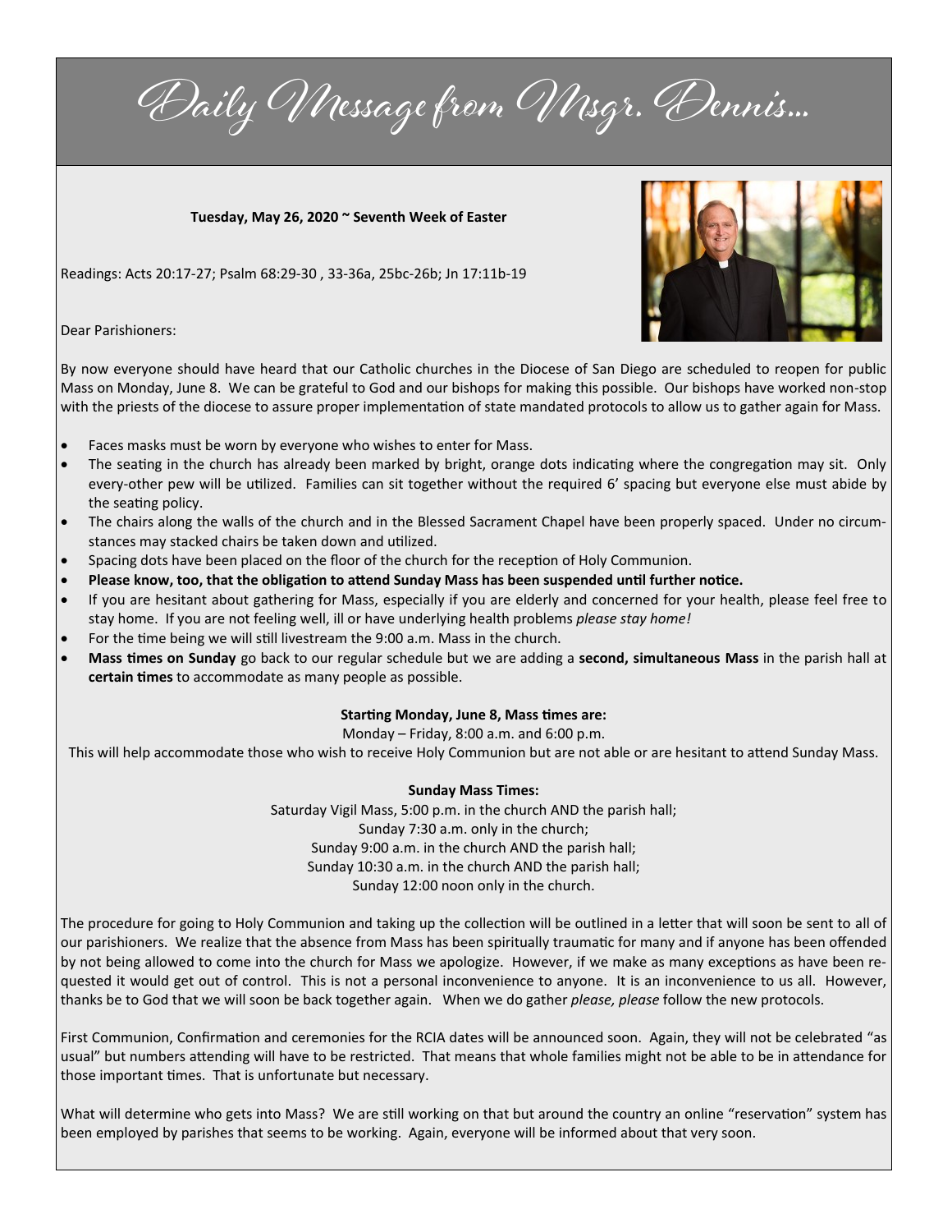# Daily Message from Msgr. Dennis...

**Tuesday, May 26, 2020 ~ Seventh Week of Easter**

Readings: Acts 20:17-27; Psalm 68:29-30 , 33-36a, 25bc-26b; Jn 17:11b-19

Dear Parishioners:

By now everyone should have heard that our Catholic churches in the Diocese of San Diego are scheduled to reopen for public Mass on Monday, June 8. We can be grateful to God and our bishops for making this possible. Our bishops have worked non-stop with the priests of the diocese to assure proper implementation of state mandated protocols to allow us to gather again for Mass.

- Faces masks must be worn by everyone who wishes to enter for Mass.
- The seating in the church has already been marked by bright, orange dots indicating where the congregation may sit. Only every-other pew will be utilized. Families can sit together without the required 6' spacing but everyone else must abide by the seating policy.
- The chairs along the walls of the church and in the Blessed Sacrament Chapel have been properly spaced. Under no circumstances may stacked chairs be taken down and utilized.
- Spacing dots have been placed on the floor of the church for the reception of Holy Communion.
- **Please know, too, that the obligation to attend Sunday Mass has been suspended until further notice.**
- If you are hesitant about gathering for Mass, especially if you are elderly and concerned for your health, please feel free to stay home. If you are not feeling well, ill or have underlying health problems *please stay home!*
- For the time being we will still livestream the 9:00 a.m. Mass in the church.
- **Mass times on Sunday** go back to our regular schedule but we are adding a **second, simultaneous Mass** in the parish hall at **certain times** to accommodate as many people as possible.

**Starting Monday, June 8, Mass times are:**

Monday – Friday, 8:00 a.m. and 6:00 p.m.

This will help accommodate those who wish to receive Holy Communion but are not able or are hesitant to attend Sunday Mass.

**Sunday Mass Times:**

Saturday Vigil Mass, 5:00 p.m. in the church AND the parish hall;
Sunday 7:30 a.m. only in the church;
Sunday 9:00 a.m. in the church AND the parish hall;
Sunday 10:30 a.m. in the church AND the parish hall;
Sunday 12:00 noon only in the church.

The procedure for going to Holy Communion and taking up the collection will be outlined in a letter that will soon be sent to all of our parishioners. We realize that the absence from Mass has been spiritually traumatic for many and if anyone has been offended by not being allowed to come into the church for Mass we apologize. However, if we make as many exceptions as have been requested it would get out of control. This is not a personal inconvenience to anyone. It is an inconvenience to us all. However, thanks be to God that we will soon be back together again. When we do gather *please, please* follow the new protocols.

First Communion, Confirmation and ceremonies for the RCIA dates will be announced soon. Again, they will not be celebrated "as usual" but numbers attending will have to be restricted. That means that whole families might not be able to be in attendance for those important times. That is unfortunate but necessary.

What will determine who gets into Mass? We are still working on that but around the country an online "reservation" system has been employed by parishes that seems to be working. Again, everyone will be informed about that very soon.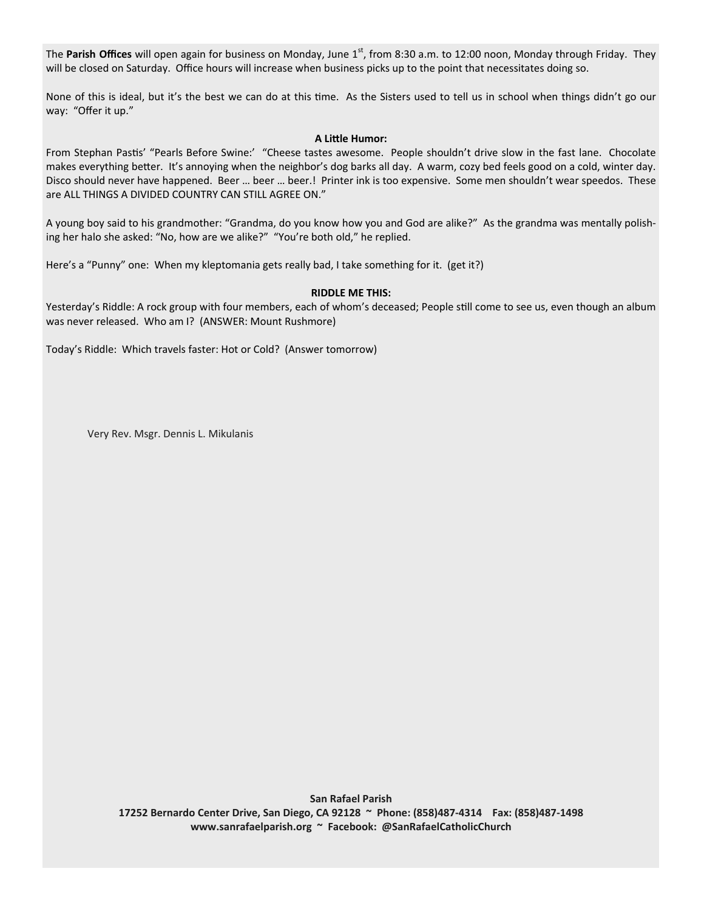The **Parish Offices** will open again for business on Monday, June 1st, from 8:30 a.m. to 12:00 noon, Monday through Friday. They will be closed on Saturday. Office hours will increase when business picks up to the point that necessitates doing so.

None of this is ideal, but it's the best we can do at this time. As the Sisters used to tell us in school when things didn't go our way: "Offer it up."

**A Little Humor:**

From Stephan Pastis' "Pearls Before Swine:' "Cheese tastes awesome. People shouldn't drive slow in the fast lane. Chocolate makes everything better. It's annoying when the neighbor's dog barks all day. A warm, cozy bed feels good on a cold, winter day. Disco should never have happened. Beer … beer … beer.! Printer ink is too expensive. Some men shouldn't wear speedos. These are ALL THINGS A DIVIDED COUNTRY CAN STILL AGREE ON."

A young boy said to his grandmother: "Grandma, do you know how you and God are alike?" As the grandma was mentally polishing her halo she asked: "No, how are we alike?" "You're both old," he replied.

Here's a "Punny" one: When my kleptomania gets really bad, I take something for it. (get it?)

**RIDDLE ME THIS:**

Yesterday's Riddle: A rock group with four members, each of whom's deceased; People still come to see us, even though an album was never released. Who am I? (ANSWER: Mount Rushmore)

Today's Riddle: Which travels faster: Hot or Cold? (Answer tomorrow)

Very Rev. Msgr. Dennis L. Mikulanis

**San Rafael Parish**
**17252 Bernardo Center Drive, San Diego, CA 92128 ~ Phone: (858)487-4314 Fax: (858)487-1498**
**www.sanrafaelparish.org ~ Facebook: @SanRafaelCatholicChurch**